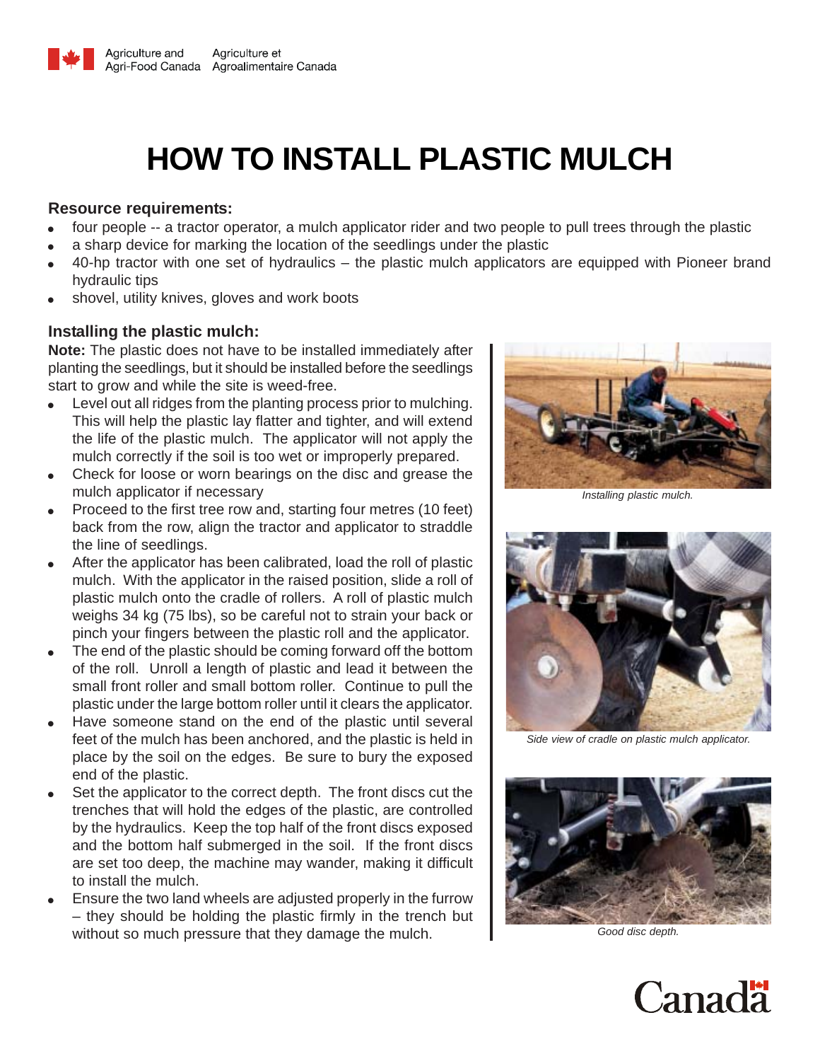# HOW TO INSTALL PLASTIC MULCH

### Resource requirements:

- four people -- a tractor operator, a mulch applicator rider and two people to pull trees through the plastic
- a sharp device for marking the location of the seedlings under the plastic
- 40-hp tractor with one set of hydraulics – the plastic mulch applicators are equipped with Pioneer brand hydraulic tips
- shovel, utility knives, gloves and work boots

### Installing the plastic mulch:

**Note:** The plastic does not have to be installed immediately after planting the seedlings, but it should be installed before the seedlings start to grow and while the site is weed-free.

- Level out all ridges from the planting process prior to mulching. This will help the plastic lay flatter and tighter, and will extend the life of the plastic mulch. The applicator will not apply the mulch correctly if the soil is too wet or improperly prepared.
- Check for loose or worn bearings on the disc and grease the mulch applicator if necessary
- Proceed to the first tree row and, starting four metres (10 feet) back from the row, align the tractor and applicator to straddle the line of seedlings.
- After the applicator has been calibrated, load the roll of plastic mulch. With the applicator in the raised position, slide a roll of plastic mulch onto the cradle of rollers. A roll of plastic mulch weighs 34 kg (75 lbs), so be careful not to strain your back or pinch your fingers between the plastic roll and the applicator.
- The end of the plastic should be coming forward off the bottom of the roll. Unroll a length of plastic and lead it between the small front roller and small bottom roller. Continue to pull the plastic under the large bottom roller until it clears the applicator.
- Have someone stand on the end of the plastic until several feet of the mulch has been anchored, and the plastic is held in place by the soil on the edges. Be sure to bury the exposed end of the plastic.
- Set the applicator to the correct depth. The front discs cut the trenches that will hold the edges of the plastic, are controlled by the hydraulics. Keep the top half of the front discs exposed and the bottom half submerged in the soil. If the front discs are set too deep, the machine may wander, making it difficult to install the mulch.
- Ensure the two land wheels are adjusted properly in the furrow – they should be holding the plastic firmly in the trench but without so much pressure that they damage the mulch.

*Installing plastic mulch.*

*Side view of cradle on plastic mulch applicator.*

*Good disc depth.*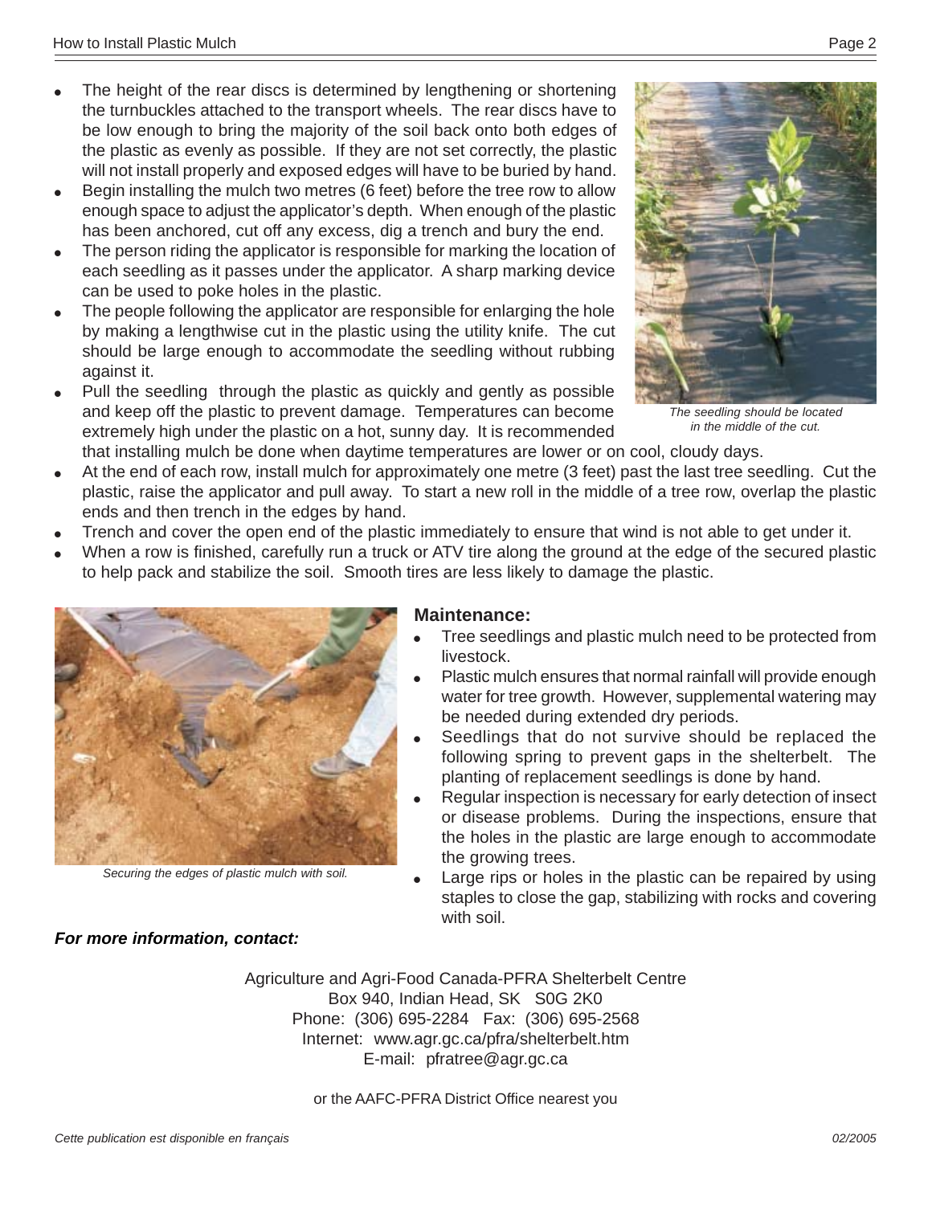- The height of the rear discs is determined by lengthening or shortening the turnbuckles attached to the transport wheels. The rear discs have to be low enough to bring the majority of the soil back onto both edges of the plastic as evenly as possible. If they are not set correctly, the plastic will not install properly and exposed edges will have to be buried by hand.
- Begin installing the mulch two metres (6 feet) before the tree row to allow enough space to adjust the applicator's depth. When enough of the plastic has been anchored, cut off any excess, dig a trench and bury the end.
- The person riding the applicator is responsible for marking the location of each seedling as it passes under the applicator. A sharp marking device can be used to poke holes in the plastic.
- The people following the applicator are responsible for enlarging the hole by making a lengthwise cut in the plastic using the utility knife. The cut should be large enough to accommodate the seedling without rubbing against it.
- Pull the seedling through the plastic as quickly and gently as possible and keep off the plastic to prevent damage. Temperatures can become extremely high under the plastic on a hot, sunny day. It is recommended that installing mulch be done when daytime temperatures are lower or on cool, cloudy days.
- At the end of each row, install mulch for approximately one metre (3 feet) past the last tree seedling. Cut the plastic, raise the applicator and pull away. To start a new roll in the middle of a tree row, overlap the plastic ends and then trench in the edges by hand.
- Trench and cover the open end of the plastic immediately to ensure that wind is not able to get under it.
- When a row is finished, carefully run a truck or ATV tire along the ground at the edge of the secured plastic to help pack and stabilize the soil. Smooth tires are less likely to damage the plastic.

*The seedling should be located in the middle of the cut.*

*Securing the edges of plastic mulch with soil.*

### Maintenance:

- Tree seedlings and plastic mulch need to be protected from livestock.
- Plastic mulch ensures that normal rainfall will provide enough water for tree growth. However, supplemental watering may be needed during extended dry periods.
- Seedlings that do not survive should be replaced the following spring to prevent gaps in the shelterbelt. The planting of replacement seedlings is done by hand.
- Regular inspection is necessary for early detection of insect or disease problems. During the inspections, ensure that the holes in the plastic are large enough to accommodate the growing trees.
- Large rips or holes in the plastic can be repaired by using staples to close the gap, stabilizing with rocks and covering with soil.

***For more information, contact:***

Agriculture and Agri-Food Canada-PFRA Shelterbelt Centre
Box 940, Indian Head, SK S0G 2K0
Phone: (306) 695-2284 Fax: (306) 695-2568
Internet: www.agr.gc.ca/pfra/shelterbelt.htm
E-mail: pfratree@agr.gc.ca

or the AAFC-PFRA District Office nearest you

*Cette publication est disponible en français* *02/2005*